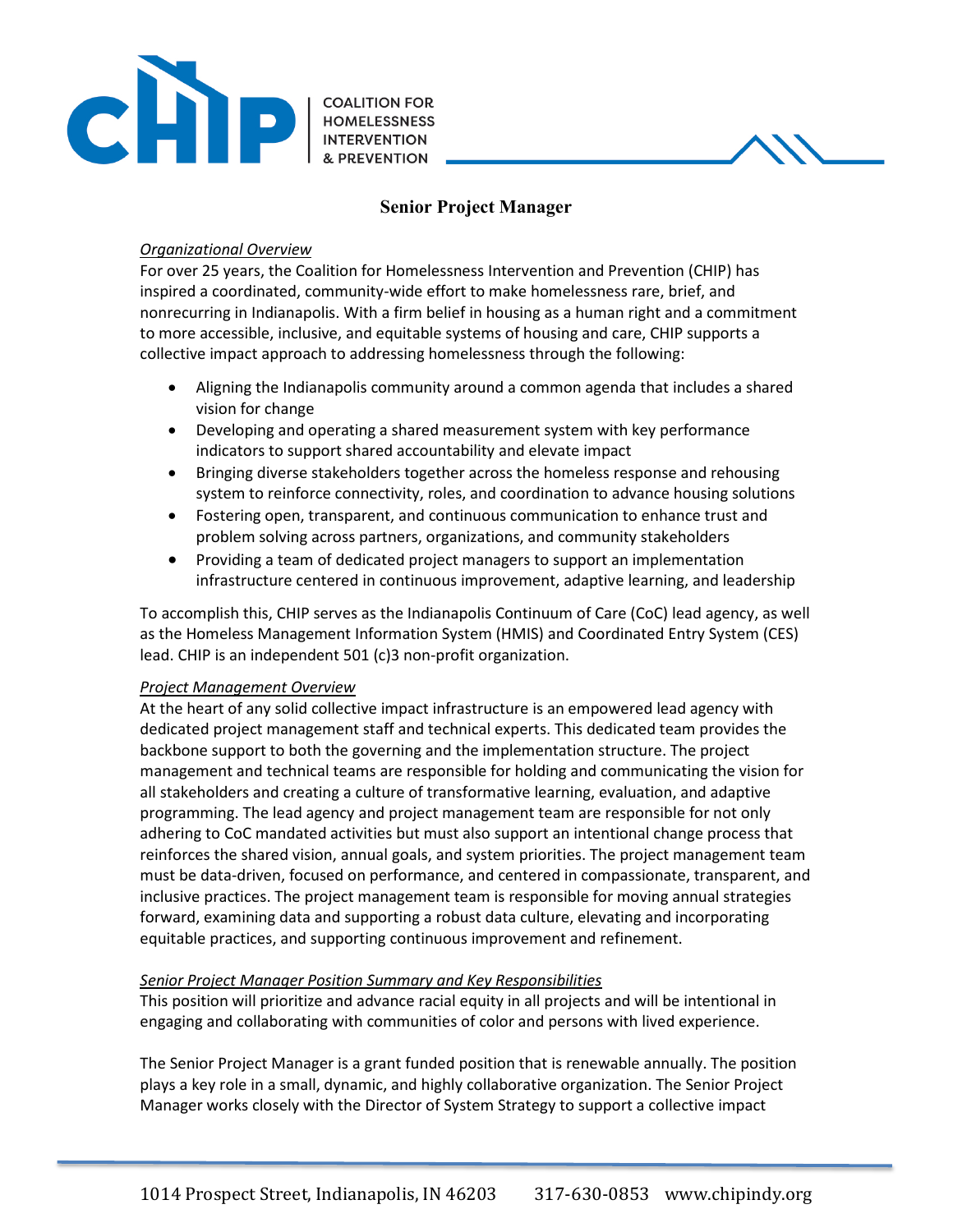CHIP | COALITION FOR HOMELESSNESS INTERVENTION & PREVENTION

# Senior Project Manager

*Organizational Overview*

For over 25 years, the Coalition for Homelessness Intervention and Prevention (CHIP) has inspired a coordinated, community-wide effort to make homelessness rare, brief, and nonrecurring in Indianapolis. With a firm belief in housing as a human right and a commitment to more accessible, inclusive, and equitable systems of housing and care, CHIP supports a collective impact approach to addressing homelessness through the following:

- Aligning the Indianapolis community around a common agenda that includes a shared vision for change
- Developing and operating a shared measurement system with key performance indicators to support shared accountability and elevate impact
- Bringing diverse stakeholders together across the homeless response and rehousing system to reinforce connectivity, roles, and coordination to advance housing solutions
- Fostering open, transparent, and continuous communication to enhance trust and problem solving across partners, organizations, and community stakeholders
- Providing a team of dedicated project managers to support an implementation infrastructure centered in continuous improvement, adaptive learning, and leadership

To accomplish this, CHIP serves as the Indianapolis Continuum of Care (CoC) lead agency, as well as the Homeless Management Information System (HMIS) and Coordinated Entry System (CES) lead. CHIP is an independent 501 (c)3 non-profit organization.

*Project Management Overview*

At the heart of any solid collective impact infrastructure is an empowered lead agency with dedicated project management staff and technical experts. This dedicated team provides the backbone support to both the governing and the implementation structure. The project management and technical teams are responsible for holding and communicating the vision for all stakeholders and creating a culture of transformative learning, evaluation, and adaptive programming. The lead agency and project management team are responsible for not only adhering to CoC mandated activities but must also support an intentional change process that reinforces the shared vision, annual goals, and system priorities. The project management team must be data-driven, focused on performance, and centered in compassionate, transparent, and inclusive practices. The project management team is responsible for moving annual strategies forward, examining data and supporting a robust data culture, elevating and incorporating equitable practices, and supporting continuous improvement and refinement.

*Senior Project Manager Position Summary and Key Responsibilities*

This position will prioritize and advance racial equity in all projects and will be intentional in engaging and collaborating with communities of color and persons with lived experience.

The Senior Project Manager is a grant funded position that is renewable annually. The position plays a key role in a small, dynamic, and highly collaborative organization. The Senior Project Manager works closely with the Director of System Strategy to support a collective impact

1014 Prospect Street, Indianapolis, IN 46203 317-630-0853 www.chipindy.org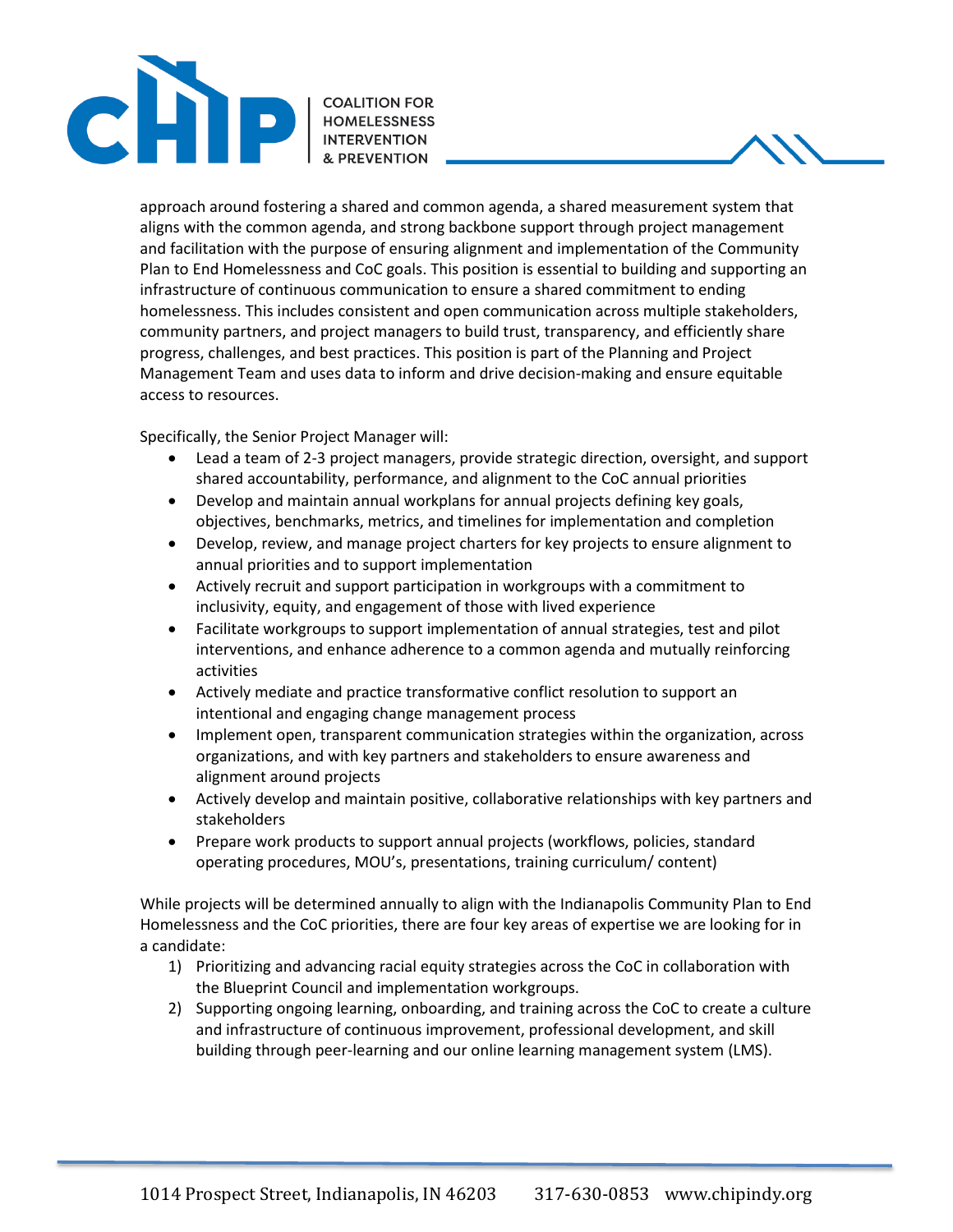approach around fostering a shared and common agenda, a shared measurement system that aligns with the common agenda, and strong backbone support through project management and facilitation with the purpose of ensuring alignment and implementation of the Community Plan to End Homelessness and CoC goals. This position is essential to building and supporting an infrastructure of continuous communication to ensure a shared commitment to ending homelessness. This includes consistent and open communication across multiple stakeholders, community partners, and project managers to build trust, transparency, and efficiently share progress, challenges, and best practices. This position is part of the Planning and Project Management Team and uses data to inform and drive decision-making and ensure equitable access to resources.

Specifically, the Senior Project Manager will:

- Lead a team of 2-3 project managers, provide strategic direction, oversight, and support shared accountability, performance, and alignment to the CoC annual priorities
- Develop and maintain annual workplans for annual projects defining key goals, objectives, benchmarks, metrics, and timelines for implementation and completion
- Develop, review, and manage project charters for key projects to ensure alignment to annual priorities and to support implementation
- Actively recruit and support participation in workgroups with a commitment to inclusivity, equity, and engagement of those with lived experience
- Facilitate workgroups to support implementation of annual strategies, test and pilot interventions, and enhance adherence to a common agenda and mutually reinforcing activities
- Actively mediate and practice transformative conflict resolution to support an intentional and engaging change management process
- Implement open, transparent communication strategies within the organization, across organizations, and with key partners and stakeholders to ensure awareness and alignment around projects
- Actively develop and maintain positive, collaborative relationships with key partners and stakeholders
- Prepare work products to support annual projects (workflows, policies, standard operating procedures, MOU's, presentations, training curriculum/ content)

While projects will be determined annually to align with the Indianapolis Community Plan to End Homelessness and the CoC priorities, there are four key areas of expertise we are looking for in a candidate:

1) Prioritizing and advancing racial equity strategies across the CoC in collaboration with the Blueprint Council and implementation workgroups.
2) Supporting ongoing learning, onboarding, and training across the CoC to create a culture and infrastructure of continuous improvement, professional development, and skill building through peer-learning and our online learning management system (LMS).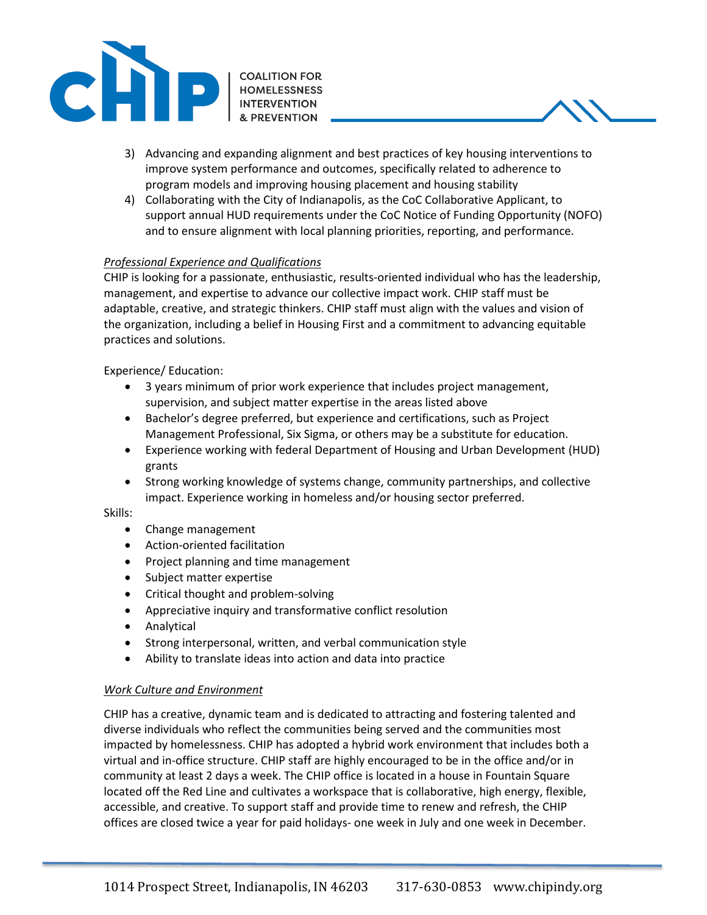3) Advancing and expanding alignment and best practices of key housing interventions to improve system performance and outcomes, specifically related to adherence to program models and improving housing placement and housing stability
4) Collaborating with the City of Indianapolis, as the CoC Collaborative Applicant, to support annual HUD requirements under the CoC Notice of Funding Opportunity (NOFO) and to ensure alignment with local planning priorities, reporting, and performance.

*Professional Experience and Qualifications*

CHIP is looking for a passionate, enthusiastic, results-oriented individual who has the leadership, management, and expertise to advance our collective impact work. CHIP staff must be adaptable, creative, and strategic thinkers. CHIP staff must align with the values and vision of the organization, including a belief in Housing First and a commitment to advancing equitable practices and solutions.

Experience/ Education:

- 3 years minimum of prior work experience that includes project management, supervision, and subject matter expertise in the areas listed above
- Bachelor's degree preferred, but experience and certifications, such as Project Management Professional, Six Sigma, or others may be a substitute for education.
- Experience working with federal Department of Housing and Urban Development (HUD) grants
- Strong working knowledge of systems change, community partnerships, and collective impact. Experience working in homeless and/or housing sector preferred.

Skills:

- Change management
- Action-oriented facilitation
- Project planning and time management
- Subject matter expertise
- Critical thought and problem-solving
- Appreciative inquiry and transformative conflict resolution
- Analytical
- Strong interpersonal, written, and verbal communication style
- Ability to translate ideas into action and data into practice

*Work Culture and Environment*

CHIP has a creative, dynamic team and is dedicated to attracting and fostering talented and diverse individuals who reflect the communities being served and the communities most impacted by homelessness. CHIP has adopted a hybrid work environment that includes both a virtual and in-office structure. CHIP staff are highly encouraged to be in the office and/or in community at least 2 days a week. The CHIP office is located in a house in Fountain Square located off the Red Line and cultivates a workspace that is collaborative, high energy, flexible, accessible, and creative. To support staff and provide time to renew and refresh, the CHIP offices are closed twice a year for paid holidays- one week in July and one week in December.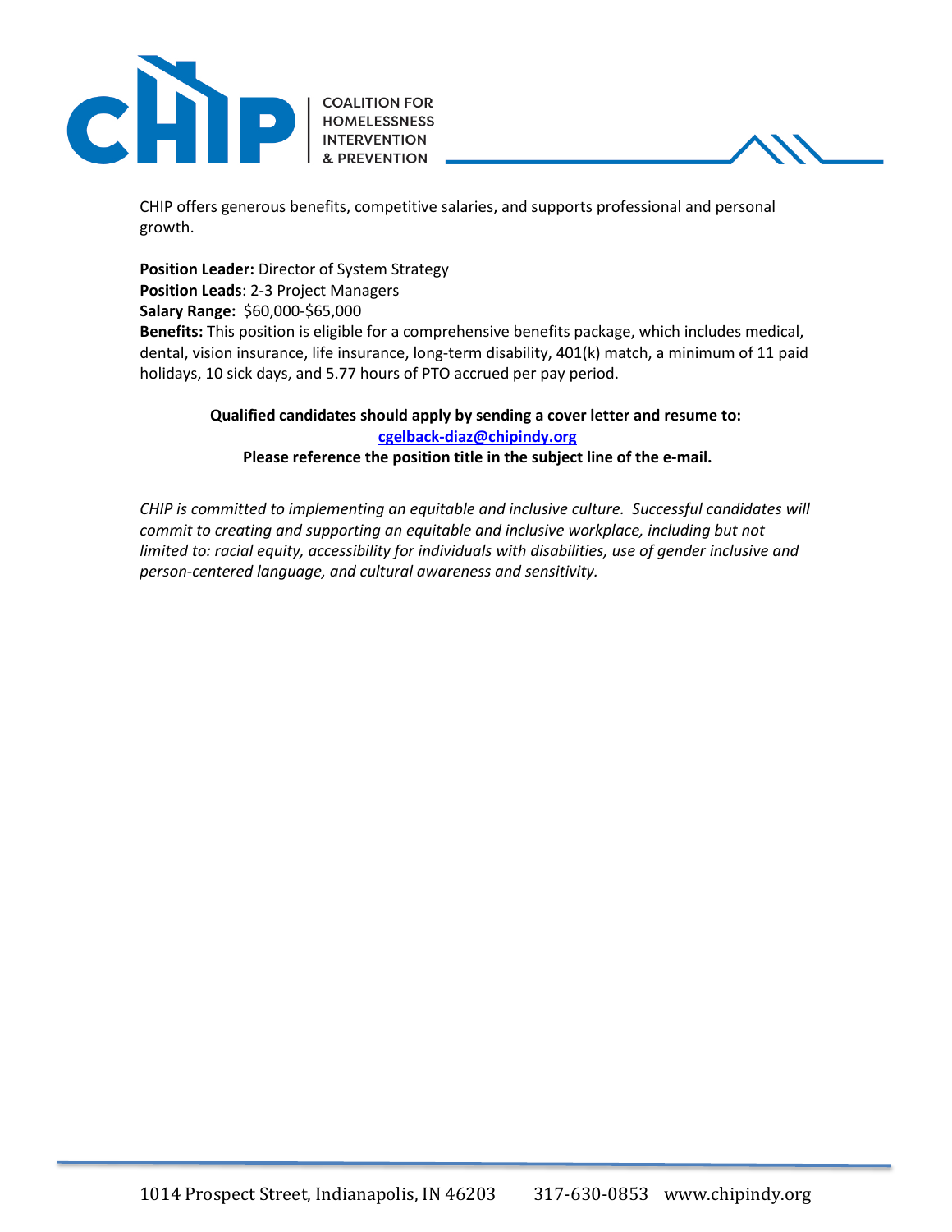CHIP offers generous benefits, competitive salaries, and supports professional and personal growth.

**Position Leader:** Director of System Strategy
**Position Leads**: 2-3 Project Managers
**Salary Range:** $60,000-$65,000
**Benefits:** This position is eligible for a comprehensive benefits package, which includes medical, dental, vision insurance, life insurance, long-term disability, 401(k) match, a minimum of 11 paid holidays, 10 sick days, and 5.77 hours of PTO accrued per pay period.

**Qualified candidates should apply by sending a cover letter and resume to:**
**[cgelback-diaz@chipindy.org](mailto:cgelback-diaz@chipindy.org)**
**Please reference the position title in the subject line of the e-mail.**

*CHIP is committed to implementing an equitable and inclusive culture. Successful candidates will commit to creating and supporting an equitable and inclusive workplace, including but not limited to: racial equity, accessibility for individuals with disabilities, use of gender inclusive and person-centered language, and cultural awareness and sensitivity.*